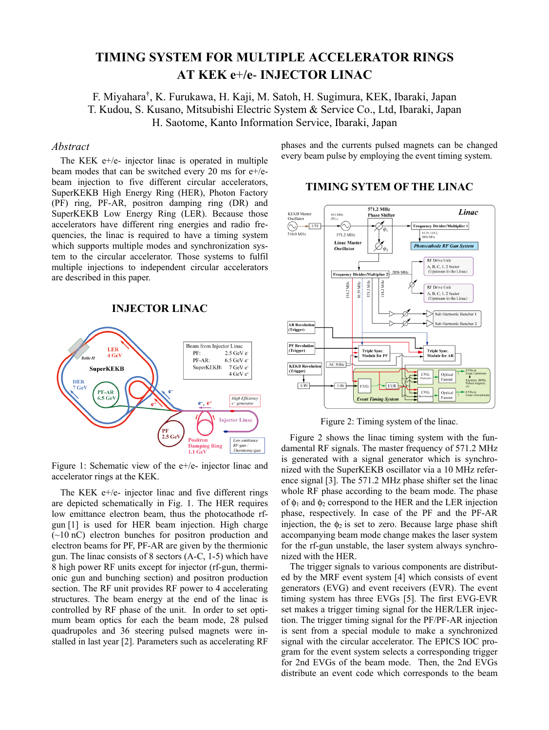# TIMING SYSTEM FOR MULTIPLE ACCELERATOR RINGS AT KEK e+/e- INJECTOR LINAC

F. Miyahara†, K. Furukawa, H. Kaji, M. Satoh, H. Sugimura, KEK, Ibaraki, Japan
T. Kudou, S. Kusano, Mitsubishi Electric System & Service Co., Ltd, Ibaraki, Japan
H. Saotome, Kanto Information Service, Ibaraki, Japan

## *Abstract*

The KEK e+/e- injector linac is operated in multiple beam modes that can be switched every 20 ms for e+/e- beam injection to five different circular accelerators, SuperKEKB High Energy Ring (HER), Photon Factory (PF) ring, PF-AR, positron damping ring (DR) and SuperKEKB Low Energy Ring (LER). Because those accelerators have different ring energies and radio frequencies, the linac is required to have a timing system which supports multiple modes and synchronization system to the circular accelerator. Those systems to fulfil multiple injections to independent circular accelerators are described in this paper.

## INJECTOR LINAC

Figure 1: Schematic view of the e+/e- injector linac and accelerator rings at the KEK.

The KEK e+/e- injector linac and five different rings are depicted schematically in Fig. 1. The HER requires low emittance electron beam, thus the photocathode rf-gun [1] is used for HER beam injection. High charge (~10 nC) electron bunches for positron production and electron beams for PF, PF-AR are given by the thermionic gun. The linac consists of 8 sectors (A-C, 1-5) which have 8 high power RF units except for injector (rf-gun, thermionic gun and bunching section) and positron production section. The RF unit provides RF power to 4 accelerating structures. The beam energy at the end of the linac is controlled by RF phase of the unit. In order to set optimum beam optics for each the beam mode, 28 pulsed quadrupoles and 36 steering pulsed magnets were installed in last year [2]. Parameters such as accelerating RF phases and the currents pulsed magnets can be changed every beam pulse by employing the event timing system.

## TIMING SYTEM OF THE LINAC

Figure 2: Timing system of the linac.

Figure 2 shows the linac timing system with the fundamental RF signals. The master frequency of 571.2 MHz is generated with a signal generator which is synchronized with the SuperKEKB oscillator via a 10 MHz reference signal [3]. The 571.2 MHz phase shifter set the linac whole RF phase according to the beam mode. The phase of $\phi_1$ and $\phi_2$ correspond to the HER and the LER injection phase, respectively. In case of the PF and the PF-AR injection, the $\phi_2$ is set to zero. Because large phase shift accompanying beam mode change makes the laser system for the rf-gun unstable, the laser system always synchronized with the HER.

The trigger signals to various components are distributed by the MRF event system [4] which consists of event generators (EVG) and event receivers (EVR). The event timing system has three EVGs [5]. The first EVG-EVR set makes a trigger timing signal for the HER/LER injection. The trigger timing signal for the PF/PF-AR injection is sent from a special module to make a synchronized signal with the circular accelerator. The EPICS IOC program for the event system selects a corresponding trigger for 2nd EVGs of the beam mode. Then, the 2nd EVGs distribute an event code which corresponds to the beam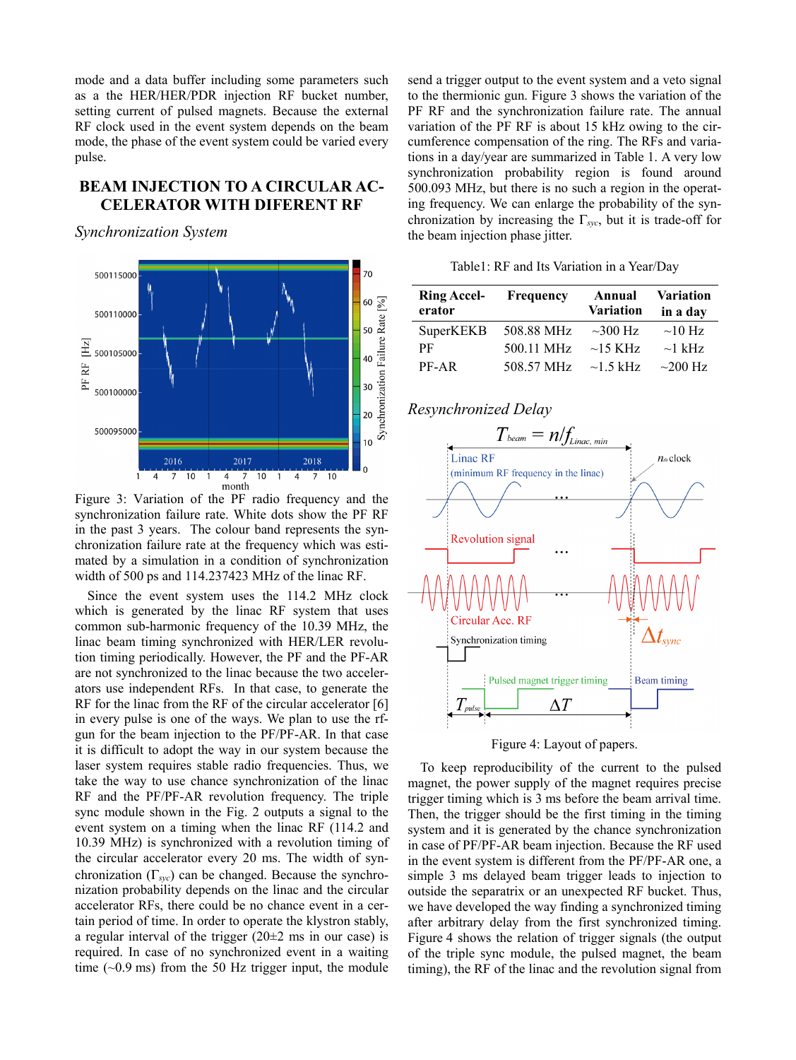mode and a data buffer including some parameters such as a the HER/HER/PDR injection RF bucket number, setting current of pulsed magnets. Because the external RF clock used in the event system depends on the beam mode, the phase of the event system could be varied every pulse.

## BEAM INJECTION TO A CIRCULAR ACCELERATOR WITH DIFERENT RF

### *Synchronization System*

Figure 3: Variation of the PF radio frequency and the synchronization failure rate. White dots show the PF RF in the past 3 years. The colour band represents the synchronization failure rate at the frequency which was estimated by a simulation in a condition of synchronization width of 500 ps and 114.237423 MHz of the linac RF.

Since the event system uses the 114.2 MHz clock which is generated by the linac RF system that uses common sub-harmonic frequency of the 10.39 MHz, the linac beam timing synchronized with HER/LER revolution timing periodically. However, the PF and the PF-AR are not synchronized to the linac because the two accelerators use independent RFs. In that case, to generate the RF for the linac from the RF of the circular accelerator [6] in every pulse is one of the ways. We plan to use the rf-gun for the beam injection to the PF/PF-AR. Instead that it is difficult to adopt the way in our system because the laser system requires stable radio frequencies. Thus, we take the way to use chance synchronization of the linac RF and the PF/PF-AR revolution frequency. The triple sync module shown in the Fig. 2 outputs a signal to the event system on a timing when the linac RF (114.2 and 10.39 MHz) is synchronized with a revolution timing of the circular accelerator every 20 ms. The width of synchronization ($\Gamma_{syc}$) can be changed. Because the synchronization probability depends on the linac and the circular accelerator RFs, there could be no chance event in a certain period of time. In order to operate the klystron stably, a regular interval of the trigger (20±2 ms in our case) is required. In case of no synchronized event in a waiting time (~0.9 ms) from the 50 Hz trigger input, the module send a trigger output to the event system and a veto signal to the thermionic gun. Figure 3 shows the variation of the PF RF and the synchronization failure rate. The annual variation of the PF RF is about 15 kHz owing to the circumference compensation of the ring. The RFs and variations in a day/year are summarized in Table 1. A very low synchronization probability region is found around 500.093 MHz, but there is no such a region in the operating frequency. We can enlarge the probability of the synchronization by increasing the $\Gamma_{syc}$, but it is trade-off for the beam injection phase jitter.

Table1: RF and Its Variation in a Year/Day

| Ring Accelerator | Frequency | Annual Variation | Variation in a day |
|---|---|---|---|
| SuperKEKB | 508.88 MHz | ~300 Hz | ~10 Hz |
| PF | 500.11 MHz | ~15 KHz | ~1 kHz |
| PF-AR | 508.57 MHz | ~1.5 kHz | ~200 Hz |

### *Resynchronized Delay*

Figure 4: Layout of papers.

To keep reproducibility of the current to the pulsed magnet, the power supply of the magnet requires precise trigger timing which is 3 ms before the beam arrival time. Then, the trigger should be the first timing in the timing system and it is generated by the chance synchronization in case of PF/PF-AR beam injection. Because the RF used in the event system is different from the PF/PF-AR one, a simple 3 ms delayed beam trigger leads to injection to outside the separatrix or an unexpected RF bucket. Thus, we have developed the way finding a synchronized timing after arbitrary delay from the first synchronized timing. Figure 4 shows the relation of trigger signals (the output of the triple sync module, the pulsed magnet, the beam timing), the RF of the linac and the revolution signal from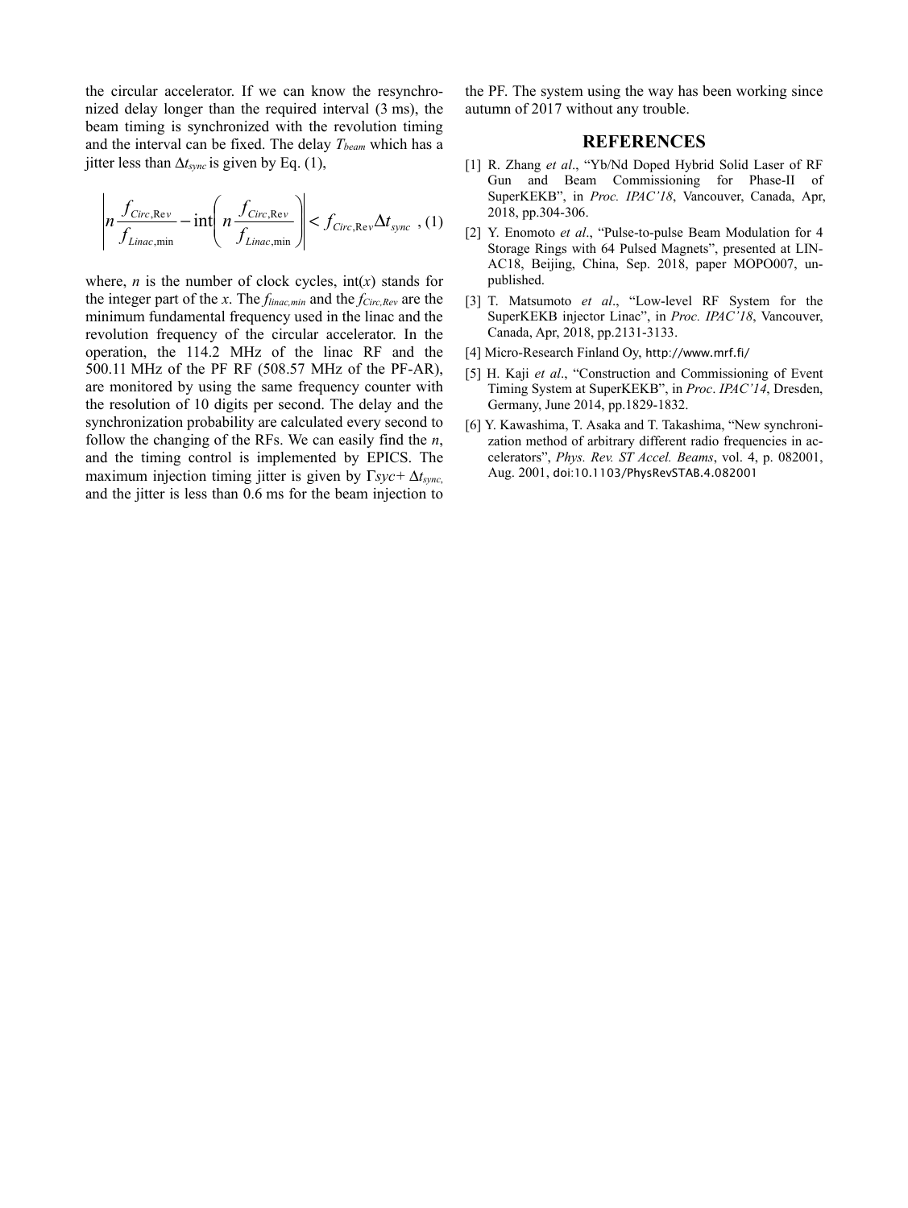the circular accelerator. If we can know the resynchronized delay longer than the required interval (3 ms), the beam timing is synchronized with the revolution timing and the interval can be fixed. The delay $T_{beam}$ which has a jitter less than $\Delta t_{sync}$ is given by Eq. (1),

$$\left| n\frac{f_{Circ,\mathrm{Rev}}}{f_{Linac,\min}} - \mathrm{int}\left( n\frac{f_{Circ,\mathrm{Rev}}}{f_{Linac,\min}} \right) \right| < f_{Circ,\mathrm{Rev}} \Delta t_{sync} \quad , (1)$$

where, $n$ is the number of clock cycles, int($x$) stands for the integer part of the $x$. The $f_{linac,min}$ and the $f_{Circ,Rev}$ are the minimum fundamental frequency used in the linac and the revolution frequency of the circular accelerator. In the operation, the 114.2 MHz of the linac RF and the 500.11 MHz of the PF RF (508.57 MHz of the PF-AR), are monitored by using the same frequency counter with the resolution of 10 digits per second. The delay and the synchronization probability are calculated every second to follow the changing of the RFs. We can easily find the $n$, and the timing control is implemented by EPICS. The maximum injection timing jitter is given by $\Gamma syc + \Delta t_{sync}$, and the jitter is less than 0.6 ms for the beam injection to the PF. The system using the way has been working since autumn of 2017 without any trouble.

## REFERENCES

[1] R. Zhang *et al*., "Yb/Nd Doped Hybrid Solid Laser of RF Gun and Beam Commissioning for Phase-II of SuperKEKB", in *Proc. IPAC'18*, Vancouver, Canada, Apr, 2018, pp.304-306.

[2] Y. Enomoto *et al*., "Pulse-to-pulse Beam Modulation for 4 Storage Rings with 64 Pulsed Magnets", presented at LINAC18, Beijing, China, Sep. 2018, paper MOPO007, unpublished.

[3] T. Matsumoto *et al*., "Low-level RF System for the SuperKEKB injector Linac", in *Proc. IPAC'18*, Vancouver, Canada, Apr, 2018, pp.2131-3133.

[4] Micro-Research Finland Oy, http://www.mrf.fi/

[5] H. Kaji *et al*., "Construction and Commissioning of Event Timing System at SuperKEKB", in *Proc*. *IPAC'14*, Dresden, Germany, June 2014, pp.1829-1832.

[6] Y. Kawashima, T. Asaka and T. Takashima, "New synchronization method of arbitrary different radio frequencies in accelerators", *Phys. Rev. ST Accel. Beams*, vol. 4, p. 082001, Aug. 2001, doi:10.1103/PhysRevSTAB.4.082001